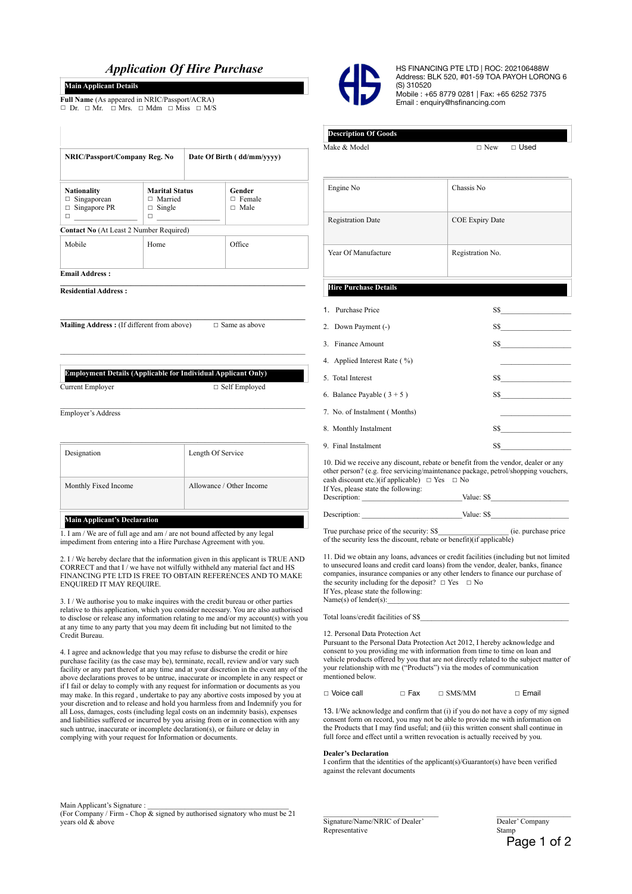# Application Of Hire Purchase

HS FINANCING PTE LTD | ROC: 202106488W
Address: BLK 520, #01-59 TOA PAYOH LORONG 6 (S) 310520
Mobile : +65 8779 0281 | Fax: +65 6252 7375
Email : enquiry@hsfinancing.com

## Main Applicant Details

**Full Name** (As appeared in NRIC/Passport/ACRA)
☐ Dr. ☐ Mr. ☐ Mrs. ☐ Mdm ☐ Miss ☐ M/S

| NRIC/Passport/Company Reg. No | Date Of Birth ( dd/mm/yyyy) |
|---|---|
| | |

| Nationality | Marital Status | Gender |
|---|---|---|
| ☐ Singaporean<br>☐ Singapore PR<br>☐ ____________ | ☐ Married<br>☐ Single<br>☐ ____________ | ☐ Female<br>☐ Male |

**Contact No** (At Least 2 Number Required)

| Mobile | Home | Office |
|---|---|---|
| | | |

**Email Address :** ________________________________

**Residential Address :** ________________________________

**Mailing Address :** (If different from above) ☐ Same as above

________________________________

## Employment Details (Applicable for Individual Applicant Only)

Current Employer ☐ Self Employed

Employer's Address ________________________________

| Designation | Length Of Service |
|---|---|
| **Monthly Fixed Income** | **Allowance / Other Income** |
| | |

## Main Applicant's Declaration

1. I am / We are of full age and am / are not bound affected by any legal impediment from entering into a Hire Purchase Agreement with you.

2. I / We hereby declare that the information given in this applicant is TRUE AND CORRECT and that I / we have not wilfully withheld any material fact and HS FINANCING PTE LTD IS FREE TO OBTAIN REFERENCES AND TO MAKE ENQUIRED IT MAY REQUIRE.

3. I / We authorise you to make inquires with the credit bureau or other parties relative to this application, which you consider necessary. You are also authorised to disclose or release any information relating to me and/or my account(s) with you at any time to any party that you may deem fit including but not limited to the Credit Bureau.

4. I agree and acknowledge that you may refuse to disburse the credit or hire purchase facility (as the case may be), terminate, recall, review and/or vary such facility or any part thereof at any time and at your discretion in the event any of the above declarations proves to be untrue, inaccurate or incomplete in any respect or if I fail or delay to comply with any request for information or documents as you may make. In this regard , undertake to pay any abortive costs imposed by you at your discretion and to release and hold you harmless from and Indemnify you for all Loss, damages, costs (including legal costs on an indemnity basis), expenses and liabilities suffered or incurred by you arising from or in connection with any such untrue, inaccurate or incomplete declaration(s), or failure or delay in complying with your request for Information or documents.

Main Applicant's Signature : ________________________________
(For Company / Firm - Chop & signed by authorised signatory who must be 21 years old & above

## Description Of Goods

Make & Model ☐ New ☐ Used

| Engine No | Chassis No |
|---|---|
| **Registration Date** | **COE Expiry Date** |
| **Year Of Manufacture** | **Registration No.** |

## Hire Purchase Details

| | | |
|---|---|---|
| 1. | Purchase Price | S$__________ |
| 2. | Down Payment (-) | S$__________ |
| 3. | Finance Amount | S$__________ |
| 4. | Applied Interest Rate ( %) | __________ |
| 5. | Total Interest | S$__________ |
| 6. | Balance Payable ( 3 + 5 ) | S$__________ |
| 7. | No. of Instalment ( Months) | __________ |
| 8. | Monthly Instalment | S$__________ |
| 9. | Final Instalment | S$__________ |

10. Did we receive any discount, rebate or benefit from the vendor, dealer or any other person? (e.g. free servicing/maintenance package, petrol/shopping vouchers, cash discount etc.)(if applicable) ☐ Yes ☐ No
If Yes, please state the following:
Description: ____________________ Value: S$____________________

Description: ____________________ Value: S$____________________

True purchase price of the security: S$__________________ (ie. purchase price of the security less the discount, rebate or benefit)(if applicable)

11. Did we obtain any loans, advances or credit facilities (including but not limited to unsecured loans and credit card loans) from the vendor, dealer, banks, finance companies, insurance companies or any other lenders to finance our purchase of the security including for the deposit? ☐ Yes ☐ No
If Yes, please state the following:
Name(s) of lender(s):________________________________

Total loans/credit facilities of S$________________________________

12. Personal Data Protection Act
Pursuant to the Personal Data Protection Act 2012, I hereby acknowledge and consent to you providing me with information from time to time on loan and vehicle products offered by you that are not directly related to the subject matter of your relationship with me ("Products") via the modes of communication mentioned below.

☐ Voice call ☐ Fax ☐ SMS/MM ☐ Email

13. I/We acknowledge and confirm that (i) if you do not have a copy of my signed consent form on record, you may not be able to provide me with information on the Products that I may find useful; and (ii) this written consent shall continue in full force and effect until a written revocation is actually received by you.

**Dealer's Declaration**
I confirm that the identities of the applicant(s)/Guarantor(s) have been verified against the relevant documents

________________________ Signature/Name/NRIC of Dealer' Representative

________________________ Dealer' Company Stamp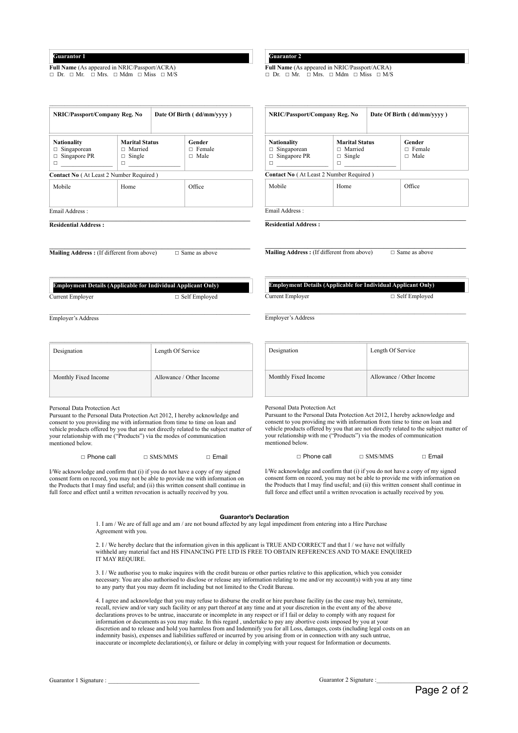## Guarantor 1

**Full Name** (As appeared in NRIC/Passport/ACRA)
□ Dr. □ Mr. □ Mrs. □ Mdm □ Miss □ M/S

| **NRIC/Passport/Company Reg. No** | **Date Of Birth ( dd/mm/yyyy )** | |
|---|---|---|
| **Nationality**<br>□ Singaporean<br>□ Singapore PR<br>□ ________________ | **Marital Status**<br>□ Married<br>□ Single<br>□ ________________ | **Gender**<br>□ Female<br>□ Male |

**Contact No** ( At Least 2 Number Required )

| Mobile | Home | Office |
|---|---|---|
| | | |

Email Address :

**Residential Address :**

**Mailing Address :** (If different from above) □ Same as above

### Employment Details (Applicable for Individual Applicant Only)

Current Employer □ Self Employed

Employer's Address

| Designation | Length Of Service |
|---|---|
| Monthly Fixed Income | Allowance / Other Income |

Personal Data Protection Act
Pursuant to the Personal Data Protection Act 2012, I hereby acknowledge and consent to you providing me with information from time to time on loan and vehicle products offered by you that are not directly related to the subject matter of your relationship with me ("Products") via the modes of communication mentioned below.

□ Phone call □ SMS/MMS □ Email

I/We acknowledge and confirm that (i) if you do not have a copy of my signed consent form on record, you may not be able to provide me with information on the Products that I may find useful; and (ii) this written consent shall continue in full force and effect until a written revocation is actually received by you.

## Guarantor 2

**Full Name** (As appeared in NRIC/Passport/ACRA)
□ Dr. □ Mr. □ Mrs. □ Mdm □ Miss □ M/S

| **NRIC/Passport/Company Reg. No** | **Date Of Birth ( dd/mm/yyyy )** | |
|---|---|---|
| **Nationality**<br>□ Singaporean<br>□ Singapore PR<br>□ ________________ | **Marital Status**<br>□ Married<br>□ Single<br>□ ________________ | **Gender**<br>□ Female<br>□ Male |

**Contact No** ( At Least 2 Number Required )

| Mobile | Home | Office |
|---|---|---|
| | | |

Email Address :

**Residential Address :**

**Mailing Address :** (If different from above) □ Same as above

### Employment Details (Applicable for Individual Applicant Only)

Current Employer □ Self Employed

Employer's Address

| Designation | Length Of Service |
|---|---|
| Monthly Fixed Income | Allowance / Other Income |

Personal Data Protection Act
Pursuant to the Personal Data Protection Act 2012, I hereby acknowledge and consent to you providing me with information from time to time on loan and vehicle products offered by you that are not directly related to the subject matter of your relationship with me ("Products") via the modes of communication mentioned below.

□ Phone call □ SMS/MMS □ Email

I/We acknowledge and confirm that (i) if you do not have a copy of my signed consent form on record, you may not be able to provide me with information on the Products that I may find useful; and (ii) this written consent shall continue in full force and effect until a written revocation is actually received by you.

## Guarantor's Declaration

1. I am / We are of full age and am / are not bound affected by any legal impediment from entering into a Hire Purchase Agreement with you.

2. I / We hereby declare that the information given in this applicant is TRUE AND CORRECT and that I / we have not wilfully withheld any material fact and HS FINANCING PTE LTD IS FREE TO OBTAIN REFERENCES AND TO MAKE ENQUIRED IT MAY REQUIRE.

3. I / We authorise you to make inquires with the credit bureau or other parties relative to this application, which you consider necessary. You are also authorised to disclose or release any information relating to me and/or my account(s) with you at any time to any party that you may deem fit including but not limited to the Credit Bureau.

4. I agree and acknowledge that you may refuse to disburse the credit or hire purchase facility (as the case may be), terminate, recall, review and/or vary such facility or any part thereof at any time and at your discretion in the event any of the above declarations proves to be untrue, inaccurate or incomplete in any respect or if I fail or delay to comply with any request for information or documents as you may make. In this regard , undertake to pay any abortive costs imposed by you at your discretion and to release and hold you harmless from and Indemnify you for all Loss, damages, costs (including legal costs on an indemnity basis), expenses and liabilities suffered or incurred by you arising from or in connection with any such untrue, inaccurate or incomplete declaration(s), or failure or delay in complying with your request for Information or documents.

Guarantor 1 Signature : ______________________________

Guarantor 2 Signature :______________________________